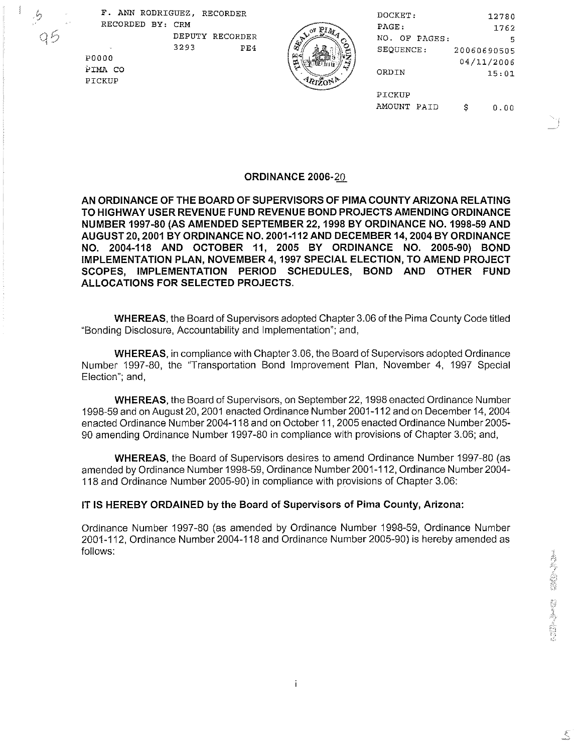F. ANN RODRIGUEZ, RECORDER
RECORDED BY: CRM
DEPUTY RECORDER
3293 PE4
P0000
PIMA CO
PICKUP

DOCKET: 12780
PAGE: 1762
NO. OF PAGES: 5
SEQUENCE: 20060690505
04/11/2006
ORDIN 15:01

PICKUP
AMOUNT PAID $ 0.00

# ORDINANCE 2006-20

**AN ORDINANCE OF THE BOARD OF SUPERVISORS OF PIMA COUNTY ARIZONA RELATING TO HIGHWAY USER REVENUE FUND REVENUE BOND PROJECTS AMENDING ORDINANCE NUMBER 1997-80 (AS AMENDED SEPTEMBER 22, 1998 BY ORDINANCE NO. 1998-59 AND AUGUST 20, 2001 BY ORDINANCE NO. 2001-112 AND DECEMBER 14, 2004 BY ORDINANCE NO. 2004-118 AND OCTOBER 11, 2005 BY ORDINANCE NO. 2005-90) BOND IMPLEMENTATION PLAN, NOVEMBER 4, 1997 SPECIAL ELECTION, TO AMEND PROJECT SCOPES, IMPLEMENTATION PERIOD SCHEDULES, BOND AND OTHER FUND ALLOCATIONS FOR SELECTED PROJECTS.**

**WHEREAS**, the Board of Supervisors adopted Chapter 3.06 of the Pima County Code titled "Bonding Disclosure, Accountability and Implementation"; and,

**WHEREAS**, in compliance with Chapter 3.06, the Board of Supervisors adopted Ordinance Number 1997-80, the "Transportation Bond Improvement Plan, November 4, 1997 Special Election"; and,

**WHEREAS**, the Board of Supervisors, on September 22, 1998 enacted Ordinance Number 1998-59 and on August 20, 2001 enacted Ordinance Number 2001-112 and on December 14, 2004 enacted Ordinance Number 2004-118 and on October 11, 2005 enacted Ordinance Number 2005-90 amending Ordinance Number 1997-80 in compliance with provisions of Chapter 3.06; and,

**WHEREAS**, the Board of Supervisors desires to amend Ordinance Number 1997-80 (as amended by Ordinance Number 1998-59, Ordinance Number 2001-112, Ordinance Number 2004-118 and Ordinance Number 2005-90) in compliance with provisions of Chapter 3.06:

**IT IS HEREBY ORDAINED by the Board of Supervisors of Pima County, Arizona:**

Ordinance Number 1997-80 (as amended by Ordinance Number 1998-59, Ordinance Number 2001-112, Ordinance Number 2004-118 and Ordinance Number 2005-90) is hereby amended as follows: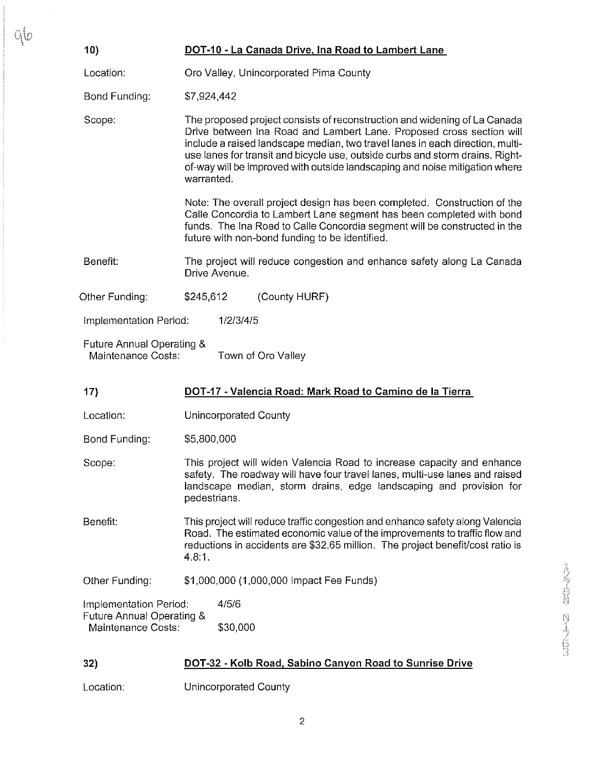### 10) DOT-10 - La Canada Drive, Ina Road to Lambert Lane

Location: Oro Valley, Unincorporated Pima County

Bond Funding: $7,924,442

Scope: The proposed project consists of reconstruction and widening of La Canada Drive between Ina Road and Lambert Lane. Proposed cross section will include a raised landscape median, two travel lanes in each direction, multi-use lanes for transit and bicycle use, outside curbs and storm drains. Right-of-way will be improved with outside landscaping and noise mitigation where warranted.

Note: The overall project design has been completed. Construction of the Calle Concordia to Lambert Lane segment has been completed with bond funds. The Ina Road to Calle Concordia segment will be constructed in the future with non-bond funding to be identified.

Benefit: The project will reduce congestion and enhance safety along La Canada Drive Avenue.

Other Funding: $245,612 (County HURF)

Implementation Period: 1/2/3/4/5

Future Annual Operating & Maintenance Costs: Town of Oro Valley

### 17) DOT-17 - Valencia Road: Mark Road to Camino de la Tierra

Location: Unincorporated County

Bond Funding: $5,800,000

Scope: This project will widen Valencia Road to increase capacity and enhance safety. The roadway will have four travel lanes, multi-use lanes and raised landscape median, storm drains, edge landscaping and provision for pedestrians.

Benefit: This project will reduce traffic congestion and enhance safety along Valencia Road. The estimated economic value of the improvements to traffic flow and reductions in accidents are $32.65 million. The project benefit/cost ratio is 4.8:1.

Other Funding: $1,000,000 (1,000,000 Impact Fee Funds)

Implementation Period: 4/5/6

Future Annual Operating & Maintenance Costs: $30,000

### 32) DOT-32 - Kolb Road, Sabino Canyon Road to Sunrise Drive

Location: Unincorporated County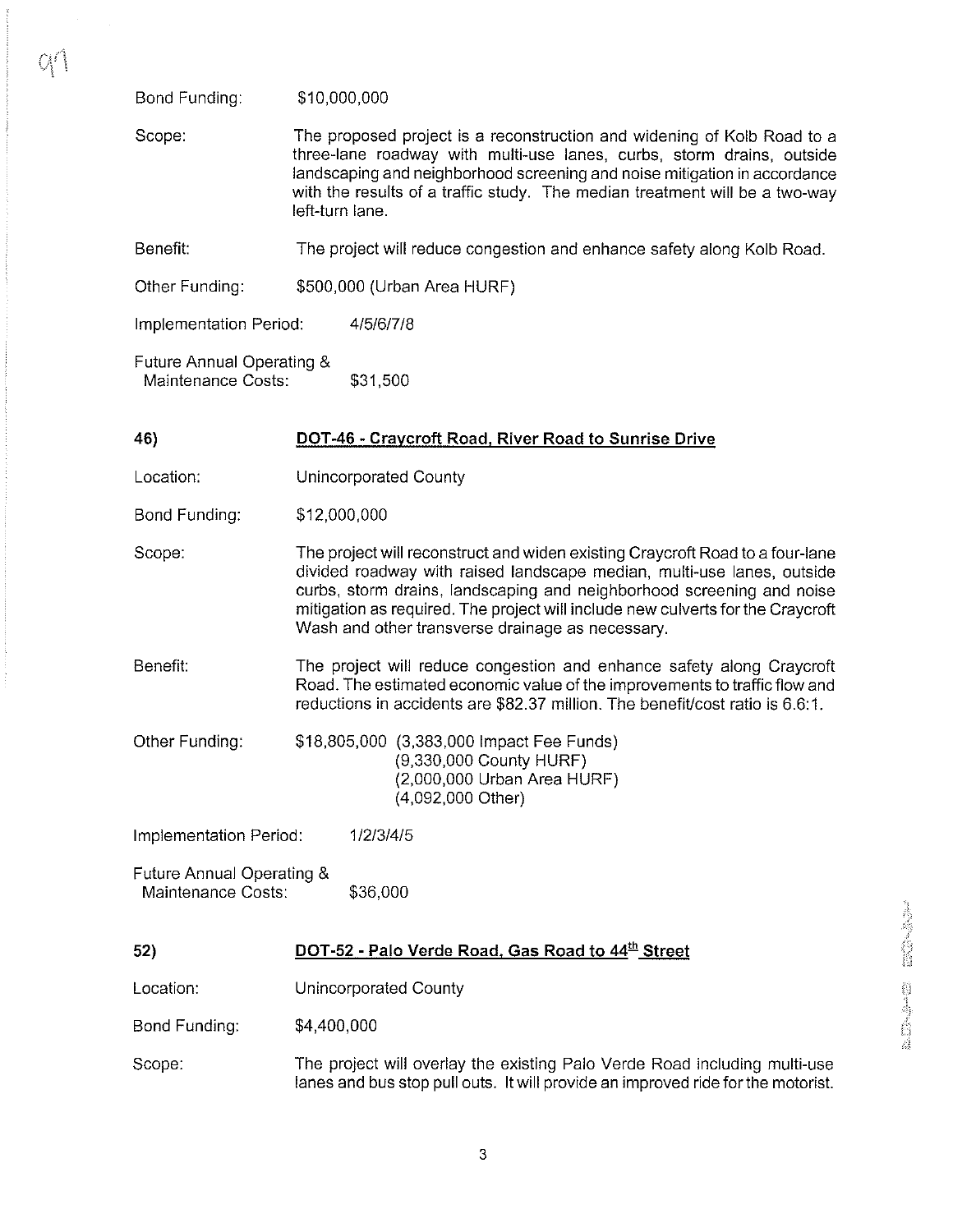Bond Funding: $10,000,000

Scope: The proposed project is a reconstruction and widening of Kolb Road to a three-lane roadway with multi-use lanes, curbs, storm drains, outside landscaping and neighborhood screening and noise mitigation in accordance with the results of a traffic study. The median treatment will be a two-way left-turn lane.

Benefit: The project will reduce congestion and enhance safety along Kolb Road.

Other Funding: $500,000 (Urban Area HURF)

Implementation Period: 4/5/6/7/8

Future Annual Operating & Maintenance Costs: $31,500

**46)** **DOT-46 - Craycroft Road, River Road to Sunrise Drive**

Location: Unincorporated County

Bond Funding: $12,000,000

Scope: The project will reconstruct and widen existing Craycroft Road to a four-lane divided roadway with raised landscape median, multi-use lanes, outside curbs, storm drains, landscaping and neighborhood screening and noise mitigation as required. The project will include new culverts for the Craycroft Wash and other transverse drainage as necessary.

Benefit: The project will reduce congestion and enhance safety along Craycroft Road. The estimated economic value of the improvements to traffic flow and reductions in accidents are $82.37 million. The benefit/cost ratio is 6.6:1.

Other Funding: $18,805,000 (3,383,000 Impact Fee Funds)
(9,330,000 County HURF)
(2,000,000 Urban Area HURF)
(4,092,000 Other)

Implementation Period: 1/2/3/4/5

Future Annual Operating & Maintenance Costs: $36,000

**52)** **DOT-52 - Palo Verde Road, Gas Road to 44th Street**

Location: Unincorporated County

Bond Funding: $4,400,000

Scope: The project will overlay the existing Palo Verde Road including multi-use lanes and bus stop pull outs. It will provide an improved ride for the motorist.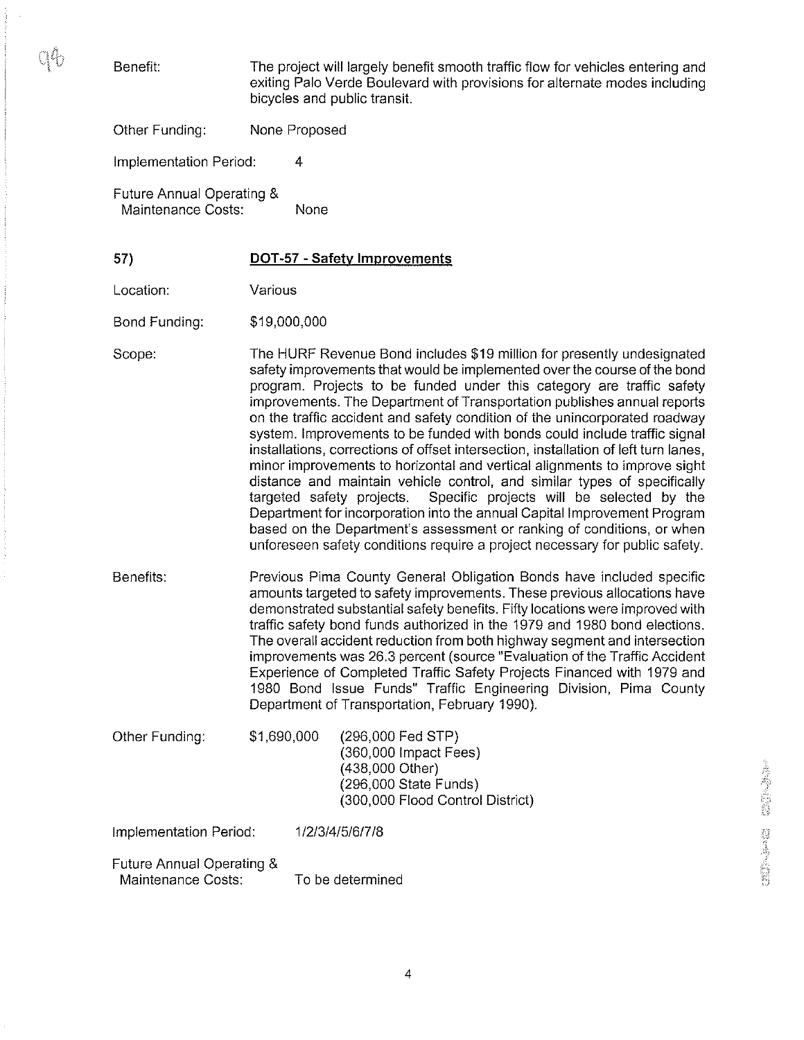Benefit: The project will largely benefit smooth traffic flow for vehicles entering and exiting Palo Verde Boulevard with provisions for alternate modes including bicycles and public transit.

Other Funding: None Proposed

Implementation Period: 4

Future Annual Operating & Maintenance Costs: None

## 57) DOT-57 - Safety Improvements

Location: Various

Bond Funding: $19,000,000

Scope: The HURF Revenue Bond includes $19 million for presently undesignated safety improvements that would be implemented over the course of the bond program. Projects to be funded under this category are traffic safety improvements. The Department of Transportation publishes annual reports on the traffic accident and safety condition of the unincorporated roadway system. Improvements to be funded with bonds could include traffic signal installations, corrections of offset intersection, installation of left turn lanes, minor improvements to horizontal and vertical alignments to improve sight distance and maintain vehicle control, and similar types of specifically targeted safety projects. Specific projects will be selected by the Department for incorporation into the annual Capital Improvement Program based on the Department's assessment or ranking of conditions, or when unforeseen safety conditions require a project necessary for public safety.

Benefits: Previous Pima County General Obligation Bonds have included specific amounts targeted to safety improvements. These previous allocations have demonstrated substantial safety benefits. Fifty locations were improved with traffic safety bond funds authorized in the 1979 and 1980 bond elections. The overall accident reduction from both highway segment and intersection improvements was 26.3 percent (source "Evaluation of the Traffic Accident Experience of Completed Traffic Safety Projects Financed with 1979 and 1980 Bond Issue Funds" Traffic Engineering Division, Pima County Department of Transportation, February 1990).

Other Funding: $1,690,000
- (296,000 Fed STP)
- (360,000 Impact Fees)
- (438,000 Other)
- (296,000 State Funds)
- (300,000 Flood Control District)

Implementation Period: 1/2/3/4/5/6/7/8

Future Annual Operating & Maintenance Costs: To be determined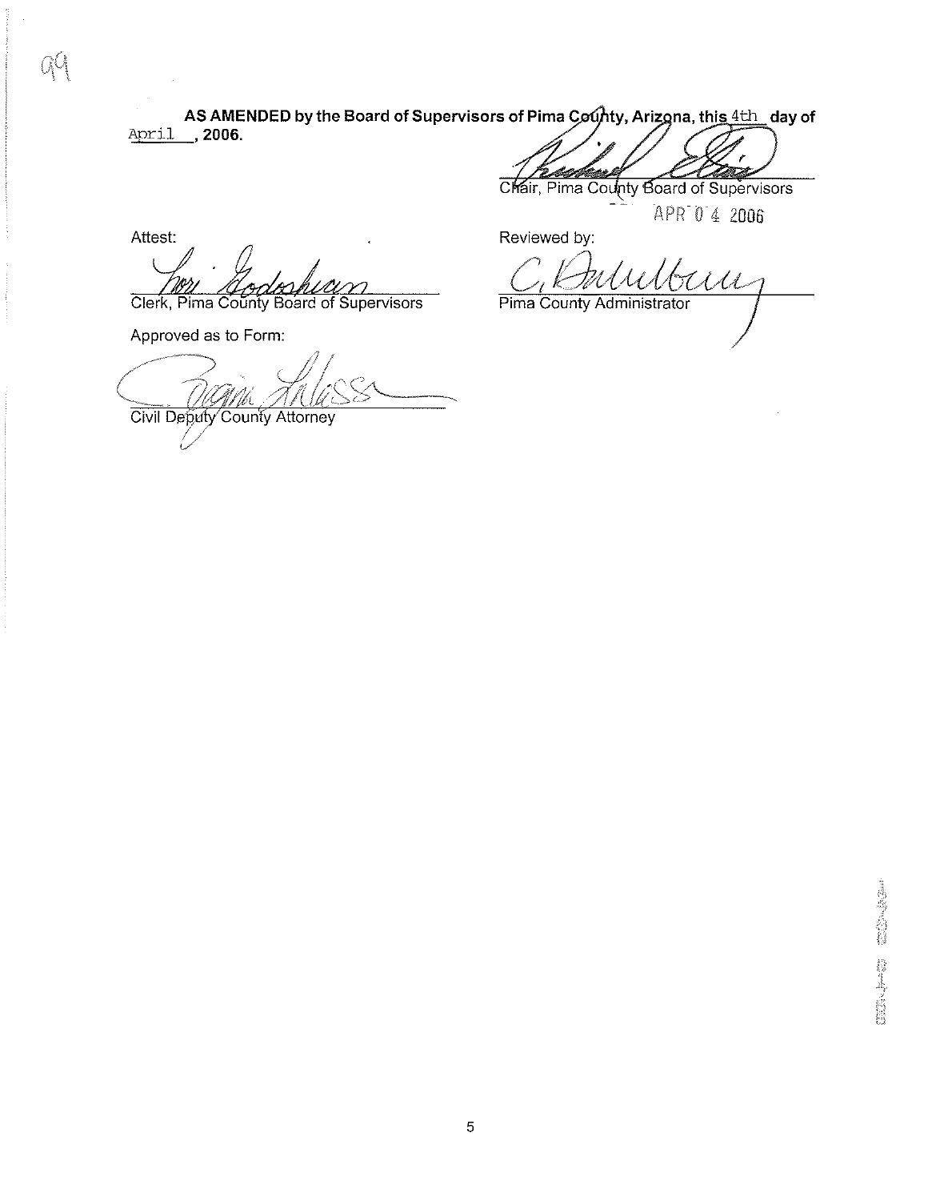**AS AMENDED by the Board of Supervisors of Pima County, Arizona, this** 4th **day of** April **, 2006.**

Chair, Pima County Board of Supervisors

APR 04 2006

Attest:

Clerk, Pima County Board of Supervisors

Reviewed by:

Pima County Administrator

Approved as to Form:

Civil Deputy County Attorney